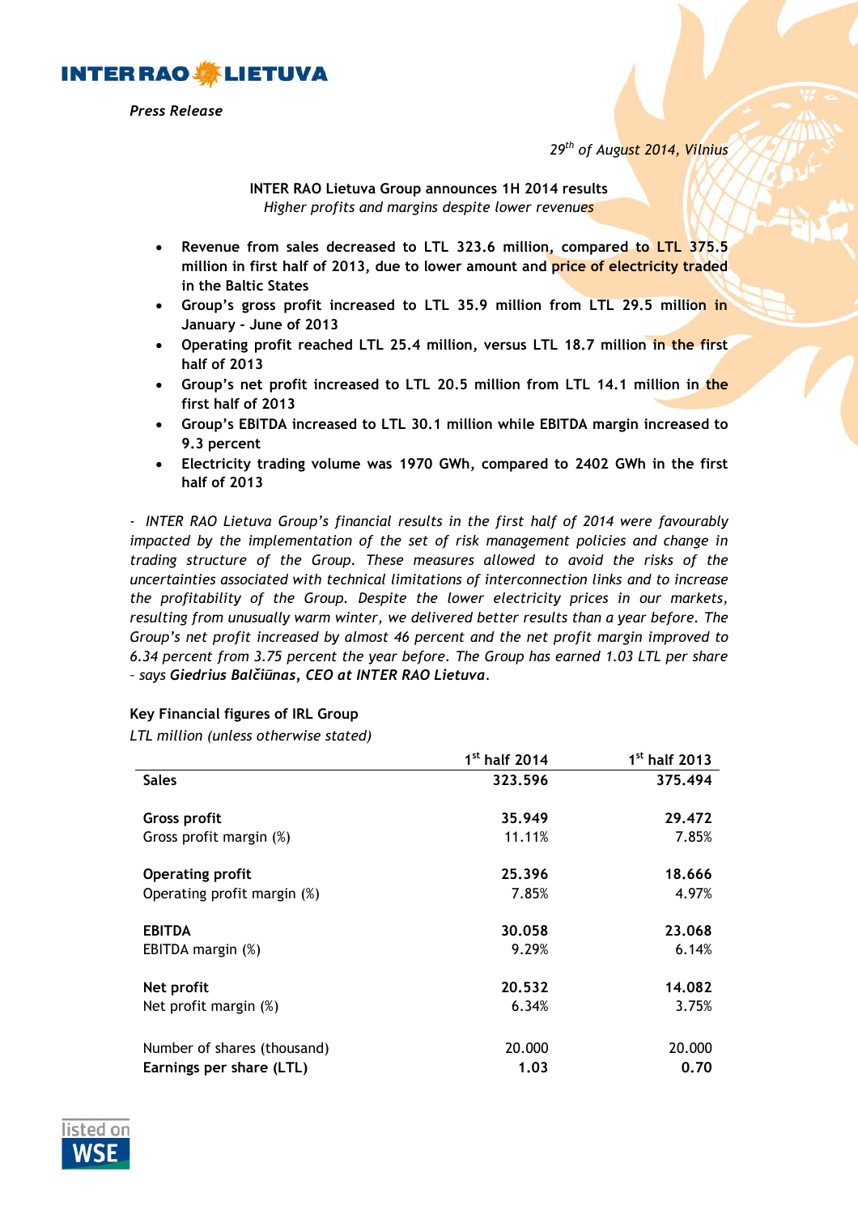INTER RAO LIETUVA

*Press Release*

*29th of August 2014, Vilnius*

**INTER RAO Lietuva Group announces 1H 2014 results**
*Higher profits and margins despite lower revenues*

- **Revenue from sales decreased to LTL 323.6 million, compared to LTL 375.5 million in first half of 2013, due to lower amount and price of electricity traded in the Baltic States**
- **Group's gross profit increased to LTL 35.9 million from LTL 29.5 million in January - June of 2013**
- **Operating profit reached LTL 25.4 million, versus LTL 18.7 million in the first half of 2013**
- **Group's net profit increased to LTL 20.5 million from LTL 14.1 million in the first half of 2013**
- **Group's EBITDA increased to LTL 30.1 million while EBITDA margin increased to 9.3 percent**
- **Electricity trading volume was 1970 GWh, compared to 2402 GWh in the first half of 2013**

*- INTER RAO Lietuva Group's financial results in the first half of 2014 were favourably impacted by the implementation of the set of risk management policies and change in trading structure of the Group. These measures allowed to avoid the risks of the uncertainties associated with technical limitations of interconnection links and to increase the profitability of the Group. Despite the lower electricity prices in our markets, resulting from unusually warm winter, we delivered better results than a year before. The Group's net profit increased by almost 46 percent and the net profit margin improved to 6.34 percent from 3.75 percent the year before. The Group has earned 1.03 LTL per share – says* ***Giedrius Balčiūnas, CEO at INTER RAO Lietuva****.*

**Key Financial figures of IRL Group**
*LTL million (unless otherwise stated)*

| | **1st half 2014** | **1st half 2013** |
|---|---|---|
| **Sales** | **323.596** | **375.494** |
| **Gross profit** | **35.949** | **29.472** |
| Gross profit margin (%) | 11.11% | 7.85% |
| **Operating profit** | **25.396** | **18.666** |
| Operating profit margin (%) | 7.85% | 4.97% |
| **EBITDA** | **30.058** | **23.068** |
| EBITDA margin (%) | 9.29% | 6.14% |
| **Net profit** | **20.532** | **14.082** |
| Net profit margin (%) | 6.34% | 3.75% |
| Number of shares (thousand) | 20.000 | 20.000 |
| **Earnings per share (LTL)** | **1.03** | **0.70** |

listed on WSE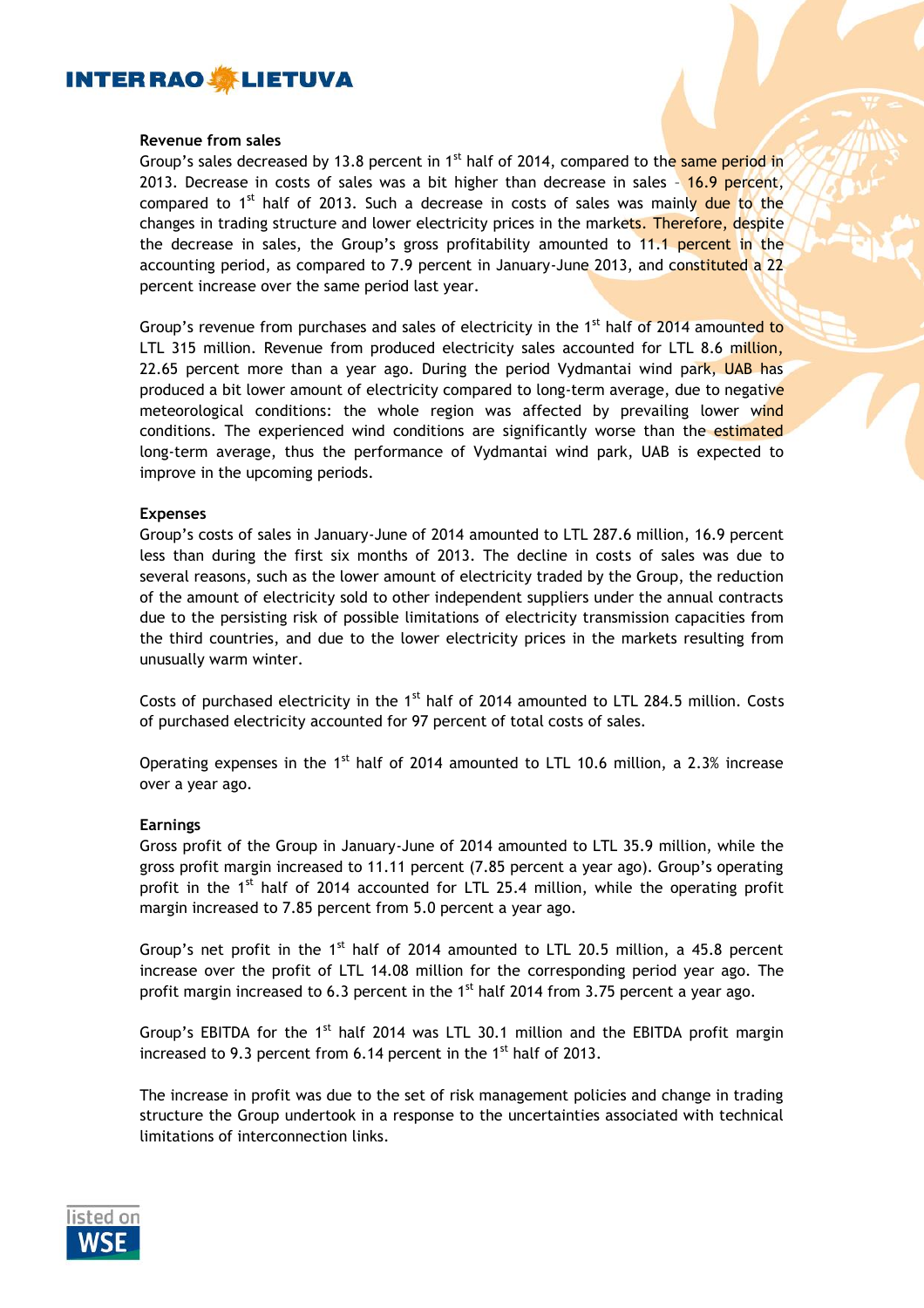**Revenue from sales**

Group's sales decreased by 13.8 percent in 1st half of 2014, compared to the same period in 2013. Decrease in costs of sales was a bit higher than decrease in sales – 16.9 percent, compared to 1st half of 2013. Such a decrease in costs of sales was mainly due to the changes in trading structure and lower electricity prices in the markets. Therefore, despite the decrease in sales, the Group's gross profitability amounted to 11.1 percent in the accounting period, as compared to 7.9 percent in January-June 2013, and constituted a 22 percent increase over the same period last year.

Group's revenue from purchases and sales of electricity in the 1st half of 2014 amounted to LTL 315 million. Revenue from produced electricity sales accounted for LTL 8.6 million, 22.65 percent more than a year ago. During the period Vydmantai wind park, UAB has produced a bit lower amount of electricity compared to long-term average, due to negative meteorological conditions: the whole region was affected by prevailing lower wind conditions. The experienced wind conditions are significantly worse than the estimated long-term average, thus the performance of Vydmantai wind park, UAB is expected to improve in the upcoming periods.

**Expenses**

Group's costs of sales in January-June of 2014 amounted to LTL 287.6 million, 16.9 percent less than during the first six months of 2013. The decline in costs of sales was due to several reasons, such as the lower amount of electricity traded by the Group, the reduction of the amount of electricity sold to other independent suppliers under the annual contracts due to the persisting risk of possible limitations of electricity transmission capacities from the third countries, and due to the lower electricity prices in the markets resulting from unusually warm winter.

Costs of purchased electricity in the 1st half of 2014 amounted to LTL 284.5 million. Costs of purchased electricity accounted for 97 percent of total costs of sales.

Operating expenses in the 1st half of 2014 amounted to LTL 10.6 million, a 2.3% increase over a year ago.

**Earnings**

Gross profit of the Group in January-June of 2014 amounted to LTL 35.9 million, while the gross profit margin increased to 11.11 percent (7.85 percent a year ago). Group's operating profit in the 1st half of 2014 accounted for LTL 25.4 million, while the operating profit margin increased to 7.85 percent from 5.0 percent a year ago.

Group's net profit in the 1st half of 2014 amounted to LTL 20.5 million, a 45.8 percent increase over the profit of LTL 14.08 million for the corresponding period year ago. The profit margin increased to 6.3 percent in the 1st half 2014 from 3.75 percent a year ago.

Group's EBITDA for the 1st half 2014 was LTL 30.1 million and the EBITDA profit margin increased to 9.3 percent from 6.14 percent in the 1st half of 2013.

The increase in profit was due to the set of risk management policies and change in trading structure the Group undertook in a response to the uncertainties associated with technical limitations of interconnection links.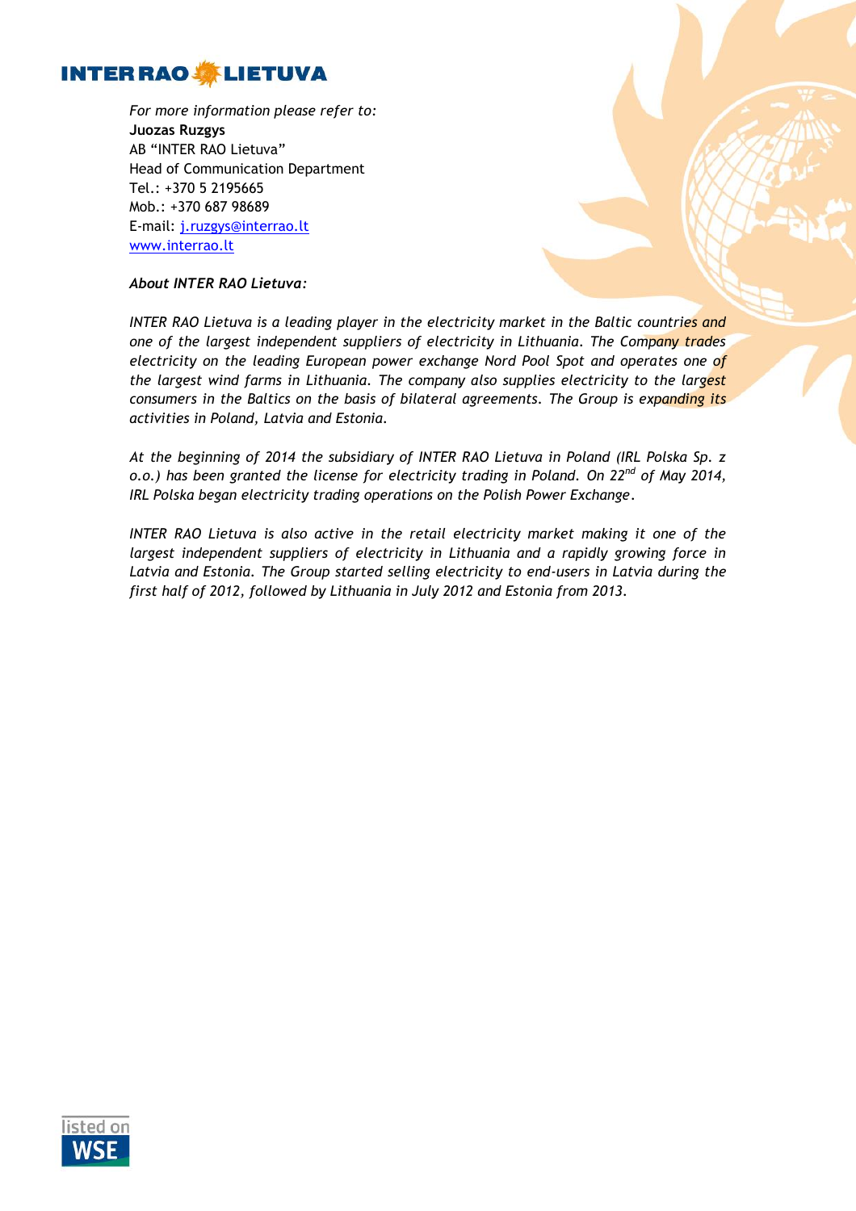*For more information please refer to:*
**Juozas Ruzgys**
AB “INTER RAO Lietuva”
Head of Communication Department
Tel.: +370 5 2195665
Mob.: +370 687 98689
E-mail: j.ruzgys@interrao.lt
www.interrao.lt

***About INTER RAO Lietuva:***

*INTER RAO Lietuva is a leading player in the electricity market in the Baltic countries and one of the largest independent suppliers of electricity in Lithuania. The Company trades electricity on the leading European power exchange Nord Pool Spot and operates one of the largest wind farms in Lithuania. The company also supplies electricity to the largest consumers in the Baltics on the basis of bilateral agreements. The Group is expanding its activities in Poland, Latvia and Estonia.*

*At the beginning of 2014 the subsidiary of INTER RAO Lietuva in Poland (IRL Polska Sp. z o.o.) has been granted the license for electricity trading in Poland. On 22nd of May 2014, IRL Polska began electricity trading operations on the Polish Power Exchange.*

*INTER RAO Lietuva is also active in the retail electricity market making it one of the largest independent suppliers of electricity in Lithuania and a rapidly growing force in Latvia and Estonia. The Group started selling electricity to end-users in Latvia during the first half of 2012, followed by Lithuania in July 2012 and Estonia from 2013.*